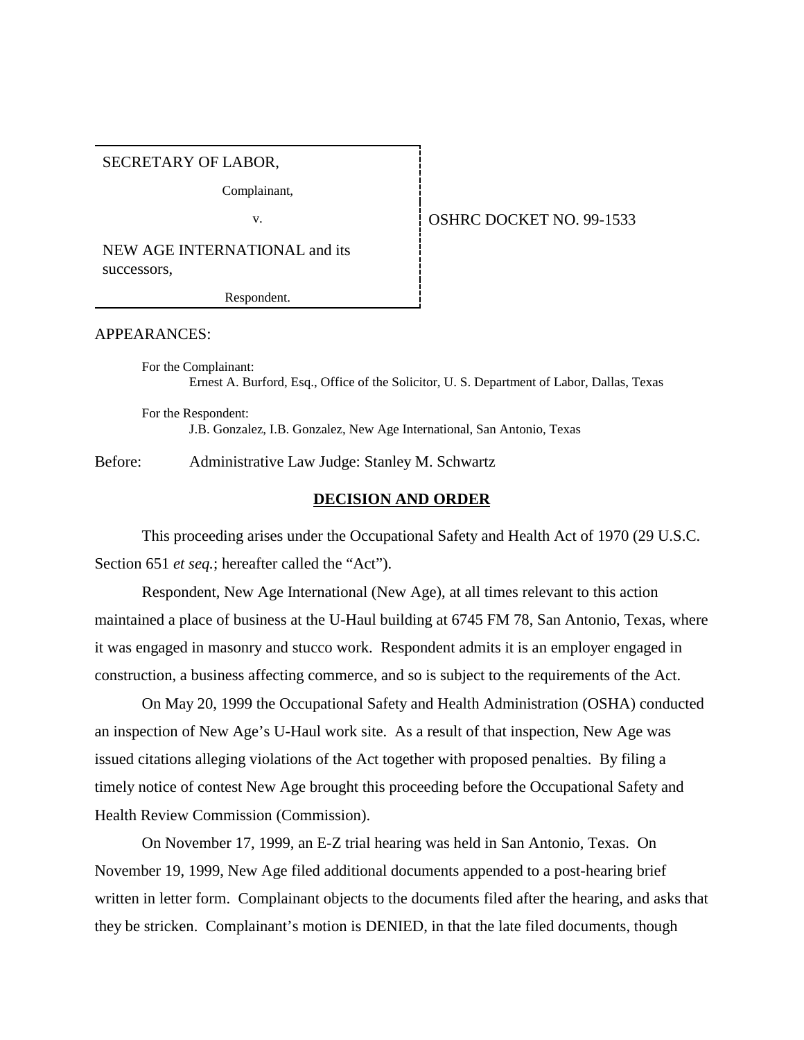SECRETARY OF LABOR,

Complainant,

v.

NEW AGE INTERNATIONAL and its successors,

Respondent.

OSHRC DOCKET NO. 99-1533

APPEARANCES:

For the Complainant:
Ernest A. Burford, Esq., Office of the Solicitor, U. S. Department of Labor, Dallas, Texas

For the Respondent:
J.B. Gonzalez, I.B. Gonzalez, New Age International, San Antonio, Texas

Before: Administrative Law Judge: Stanley M. Schwartz

## DECISION AND ORDER

This proceeding arises under the Occupational Safety and Health Act of 1970 (29 U.S.C. Section 651 *et seq.*; hereafter called the "Act").

Respondent, New Age International (New Age), at all times relevant to this action maintained a place of business at the U-Haul building at 6745 FM 78, San Antonio, Texas, where it was engaged in masonry and stucco work. Respondent admits it is an employer engaged in construction, a business affecting commerce, and so is subject to the requirements of the Act.

On May 20, 1999 the Occupational Safety and Health Administration (OSHA) conducted an inspection of New Age's U-Haul work site. As a result of that inspection, New Age was issued citations alleging violations of the Act together with proposed penalties. By filing a timely notice of contest New Age brought this proceeding before the Occupational Safety and Health Review Commission (Commission).

On November 17, 1999, an E-Z trial hearing was held in San Antonio, Texas. On November 19, 1999, New Age filed additional documents appended to a post-hearing brief written in letter form. Complainant objects to the documents filed after the hearing, and asks that they be stricken. Complainant's motion is DENIED, in that the late filed documents, though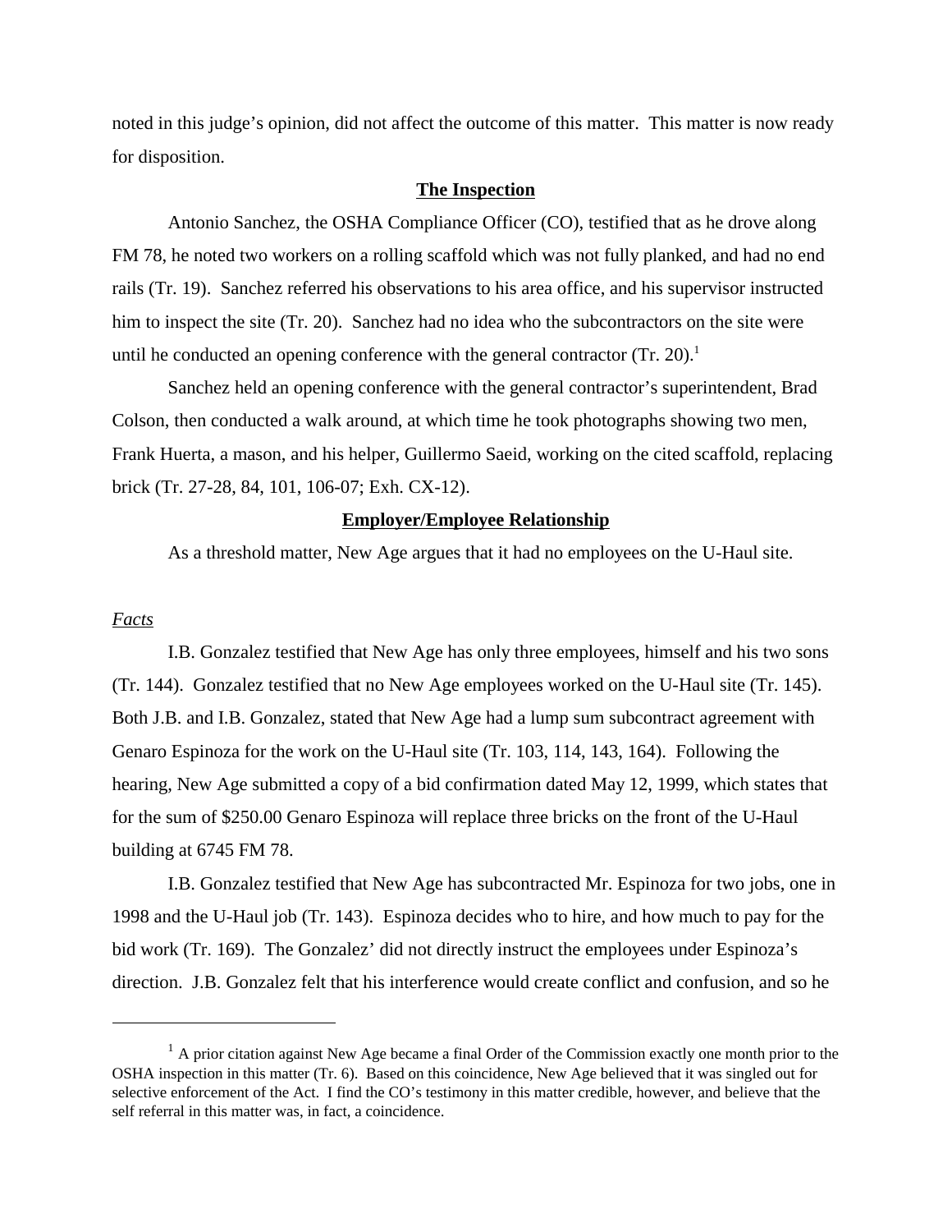noted in this judge's opinion, did not affect the outcome of this matter. This matter is now ready for disposition.

## The Inspection

Antonio Sanchez, the OSHA Compliance Officer (CO), testified that as he drove along FM 78, he noted two workers on a rolling scaffold which was not fully planked, and had no end rails (Tr. 19). Sanchez referred his observations to his area office, and his supervisor instructed him to inspect the site (Tr. 20). Sanchez had no idea who the subcontractors on the site were until he conducted an opening conference with the general contractor (Tr. 20).[1]

Sanchez held an opening conference with the general contractor's superintendent, Brad Colson, then conducted a walk around, at which time he took photographs showing two men, Frank Huerta, a mason, and his helper, Guillermo Saeid, working on the cited scaffold, replacing brick (Tr. 27-28, 84, 101, 106-07; Exh. CX-12).

## Employer/Employee Relationship

As a threshold matter, New Age argues that it had no employees on the U-Haul site.

*Facts*

I.B. Gonzalez testified that New Age has only three employees, himself and his two sons (Tr. 144). Gonzalez testified that no New Age employees worked on the U-Haul site (Tr. 145). Both J.B. and I.B. Gonzalez, stated that New Age had a lump sum subcontract agreement with Genaro Espinoza for the work on the U-Haul site (Tr. 103, 114, 143, 164). Following the hearing, New Age submitted a copy of a bid confirmation dated May 12, 1999, which states that for the sum of $250.00 Genaro Espinoza will replace three bricks on the front of the U-Haul building at 6745 FM 78.

I.B. Gonzalez testified that New Age has subcontracted Mr. Espinoza for two jobs, one in 1998 and the U-Haul job (Tr. 143). Espinoza decides who to hire, and how much to pay for the bid work (Tr. 169). The Gonzalez' did not directly instruct the employees under Espinoza's direction. J.B. Gonzalez felt that his interference would create conflict and confusion, and so he

---

[1] A prior citation against New Age became a final Order of the Commission exactly one month prior to the OSHA inspection in this matter (Tr. 6). Based on this coincidence, New Age believed that it was singled out for selective enforcement of the Act. I find the CO's testimony in this matter credible, however, and believe that the self referral in this matter was, in fact, a coincidence.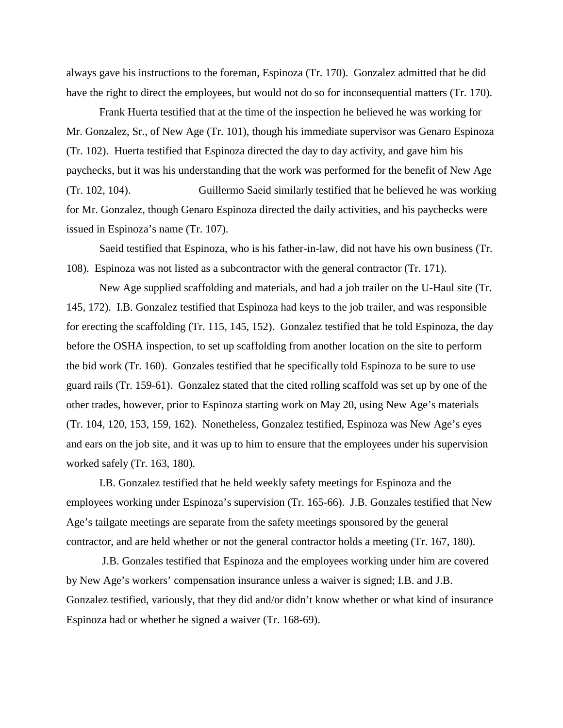always gave his instructions to the foreman, Espinoza (Tr. 170). Gonzalez admitted that he did have the right to direct the employees, but would not do so for inconsequential matters (Tr. 170).

Frank Huerta testified that at the time of the inspection he believed he was working for Mr. Gonzalez, Sr., of New Age (Tr. 101), though his immediate supervisor was Genaro Espinoza (Tr. 102). Huerta testified that Espinoza directed the day to day activity, and gave him his paychecks, but it was his understanding that the work was performed for the benefit of New Age (Tr. 102, 104). Guillermo Saeid similarly testified that he believed he was working for Mr. Gonzalez, though Genaro Espinoza directed the daily activities, and his paychecks were issued in Espinoza's name (Tr. 107).

Saeid testified that Espinoza, who is his father-in-law, did not have his own business (Tr. 108). Espinoza was not listed as a subcontractor with the general contractor (Tr. 171).

New Age supplied scaffolding and materials, and had a job trailer on the U-Haul site (Tr. 145, 172). I.B. Gonzalez testified that Espinoza had keys to the job trailer, and was responsible for erecting the scaffolding (Tr. 115, 145, 152). Gonzalez testified that he told Espinoza, the day before the OSHA inspection, to set up scaffolding from another location on the site to perform the bid work (Tr. 160). Gonzales testified that he specifically told Espinoza to be sure to use guard rails (Tr. 159-61). Gonzalez stated that the cited rolling scaffold was set up by one of the other trades, however, prior to Espinoza starting work on May 20, using New Age's materials (Tr. 104, 120, 153, 159, 162). Nonetheless, Gonzalez testified, Espinoza was New Age's eyes and ears on the job site, and it was up to him to ensure that the employees under his supervision worked safely (Tr. 163, 180).

I.B. Gonzalez testified that he held weekly safety meetings for Espinoza and the employees working under Espinoza's supervision (Tr. 165-66). J.B. Gonzales testified that New Age's tailgate meetings are separate from the safety meetings sponsored by the general contractor, and are held whether or not the general contractor holds a meeting (Tr. 167, 180).

J.B. Gonzales testified that Espinoza and the employees working under him are covered by New Age's workers' compensation insurance unless a waiver is signed; I.B. and J.B. Gonzalez testified, variously, that they did and/or didn't know whether or what kind of insurance Espinoza had or whether he signed a waiver (Tr. 168-69).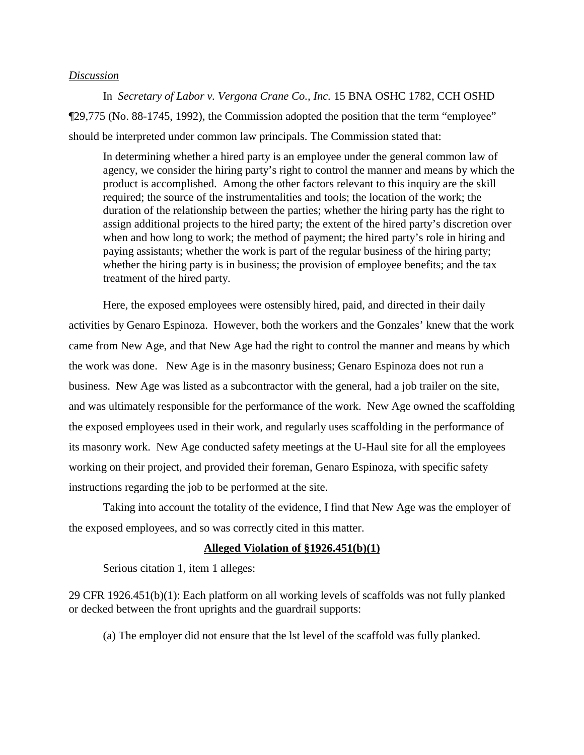*Discussion*

In *Secretary of Labor v. Vergona Crane Co., Inc.* 15 BNA OSHC 1782, CCH OSHD ¶29,775 (No. 88-1745, 1992), the Commission adopted the position that the term "employee" should be interpreted under common law principals. The Commission stated that:

> In determining whether a hired party is an employee under the general common law of agency, we consider the hiring party's right to control the manner and means by which the product is accomplished. Among the other factors relevant to this inquiry are the skill required; the source of the instrumentalities and tools; the location of the work; the duration of the relationship between the parties; whether the hiring party has the right to assign additional projects to the hired party; the extent of the hired party's discretion over when and how long to work; the method of payment; the hired party's role in hiring and paying assistants; whether the work is part of the regular business of the hiring party; whether the hiring party is in business; the provision of employee benefits; and the tax treatment of the hired party.

Here, the exposed employees were ostensibly hired, paid, and directed in their daily activities by Genaro Espinoza. However, both the workers and the Gonzales' knew that the work came from New Age, and that New Age had the right to control the manner and means by which the work was done. New Age is in the masonry business; Genaro Espinoza does not run a business. New Age was listed as a subcontractor with the general, had a job trailer on the site, and was ultimately responsible for the performance of the work. New Age owned the scaffolding the exposed employees used in their work, and regularly uses scaffolding in the performance of its masonry work. New Age conducted safety meetings at the U-Haul site for all the employees working on their project, and provided their foreman, Genaro Espinoza, with specific safety instructions regarding the job to be performed at the site.

Taking into account the totality of the evidence, I find that New Age was the employer of the exposed employees, and so was correctly cited in this matter.

**Alleged Violation of §1926.451(b)(1)**

Serious citation 1, item 1 alleges:

29 CFR 1926.451(b)(1): Each platform on all working levels of scaffolds was not fully planked or decked between the front uprights and the guardrail supports:

(a) The employer did not ensure that the lst level of the scaffold was fully planked.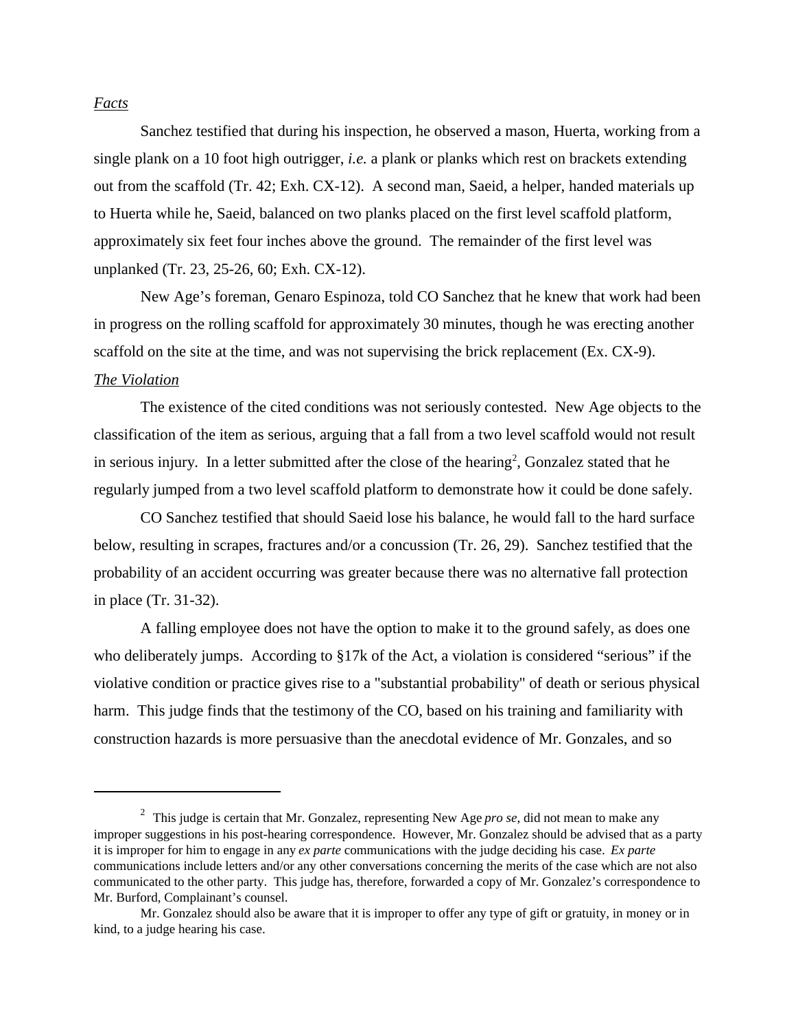*Facts*

Sanchez testified that during his inspection, he observed a mason, Huerta, working from a single plank on a 10 foot high outrigger, *i.e.* a plank or planks which rest on brackets extending out from the scaffold (Tr. 42; Exh. CX-12). A second man, Saeid, a helper, handed materials up to Huerta while he, Saeid, balanced on two planks placed on the first level scaffold platform, approximately six feet four inches above the ground. The remainder of the first level was unplanked (Tr. 23, 25-26, 60; Exh. CX-12).

New Age's foreman, Genaro Espinoza, told CO Sanchez that he knew that work had been in progress on the rolling scaffold for approximately 30 minutes, though he was erecting another scaffold on the site at the time, and was not supervising the brick replacement (Ex. CX-9).

*The Violation*

The existence of the cited conditions was not seriously contested. New Age objects to the classification of the item as serious, arguing that a fall from a two level scaffold would not result in serious injury. In a letter submitted after the close of the hearing[2], Gonzalez stated that he regularly jumped from a two level scaffold platform to demonstrate how it could be done safely.

CO Sanchez testified that should Saeid lose his balance, he would fall to the hard surface below, resulting in scrapes, fractures and/or a concussion (Tr. 26, 29). Sanchez testified that the probability of an accident occurring was greater because there was no alternative fall protection in place (Tr. 31-32).

A falling employee does not have the option to make it to the ground safely, as does one who deliberately jumps. According to §17k of the Act, a violation is considered "serious" if the violative condition or practice gives rise to a "substantial probability" of death or serious physical harm. This judge finds that the testimony of the CO, based on his training and familiarity with construction hazards is more persuasive than the anecdotal evidence of Mr. Gonzales, and so

---

[2] This judge is certain that Mr. Gonzalez, representing New Age *pro se*, did not mean to make any improper suggestions in his post-hearing correspondence. However, Mr. Gonzalez should be advised that as a party it is improper for him to engage in any *ex parte* communications with the judge deciding his case. *Ex parte* communications include letters and/or any other conversations concerning the merits of the case which are not also communicated to the other party. This judge has, therefore, forwarded a copy of Mr. Gonzalez's correspondence to Mr. Burford, Complainant's counsel.

Mr. Gonzalez should also be aware that it is improper to offer any type of gift or gratuity, in money or in kind, to a judge hearing his case.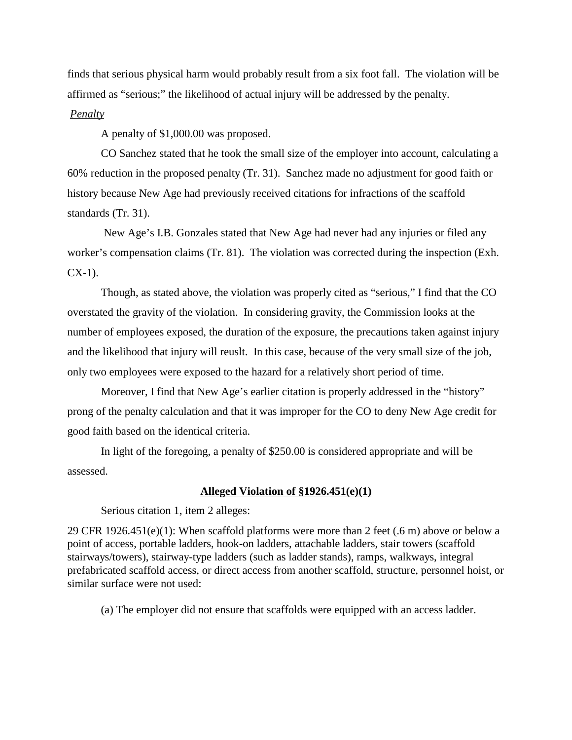finds that serious physical harm would probably result from a six foot fall. The violation will be affirmed as "serious;" the likelihood of actual injury will be addressed by the penalty.

*Penalty*

A penalty of $1,000.00 was proposed.

CO Sanchez stated that he took the small size of the employer into account, calculating a 60% reduction in the proposed penalty (Tr. 31). Sanchez made no adjustment for good faith or history because New Age had previously received citations for infractions of the scaffold standards (Tr. 31).

New Age's I.B. Gonzales stated that New Age had never had any injuries or filed any worker's compensation claims (Tr. 81). The violation was corrected during the inspection (Exh. CX-1).

Though, as stated above, the violation was properly cited as "serious," I find that the CO overstated the gravity of the violation. In considering gravity, the Commission looks at the number of employees exposed, the duration of the exposure, the precautions taken against injury and the likelihood that injury will reuslt. In this case, because of the very small size of the job, only two employees were exposed to the hazard for a relatively short period of time.

Moreover, I find that New Age's earlier citation is properly addressed in the "history" prong of the penalty calculation and that it was improper for the CO to deny New Age credit for good faith based on the identical criteria.

In light of the foregoing, a penalty of $250.00 is considered appropriate and will be assessed.

**Alleged Violation of §1926.451(e)(1)**

Serious citation 1, item 2 alleges:

29 CFR 1926.451(e)(1): When scaffold platforms were more than 2 feet (.6 m) above or below a point of access, portable ladders, hook-on ladders, attachable ladders, stair towers (scaffold stairways/towers), stairway-type ladders (such as ladder stands), ramps, walkways, integral prefabricated scaffold access, or direct access from another scaffold, structure, personnel hoist, or similar surface were not used:

(a) The employer did not ensure that scaffolds were equipped with an access ladder.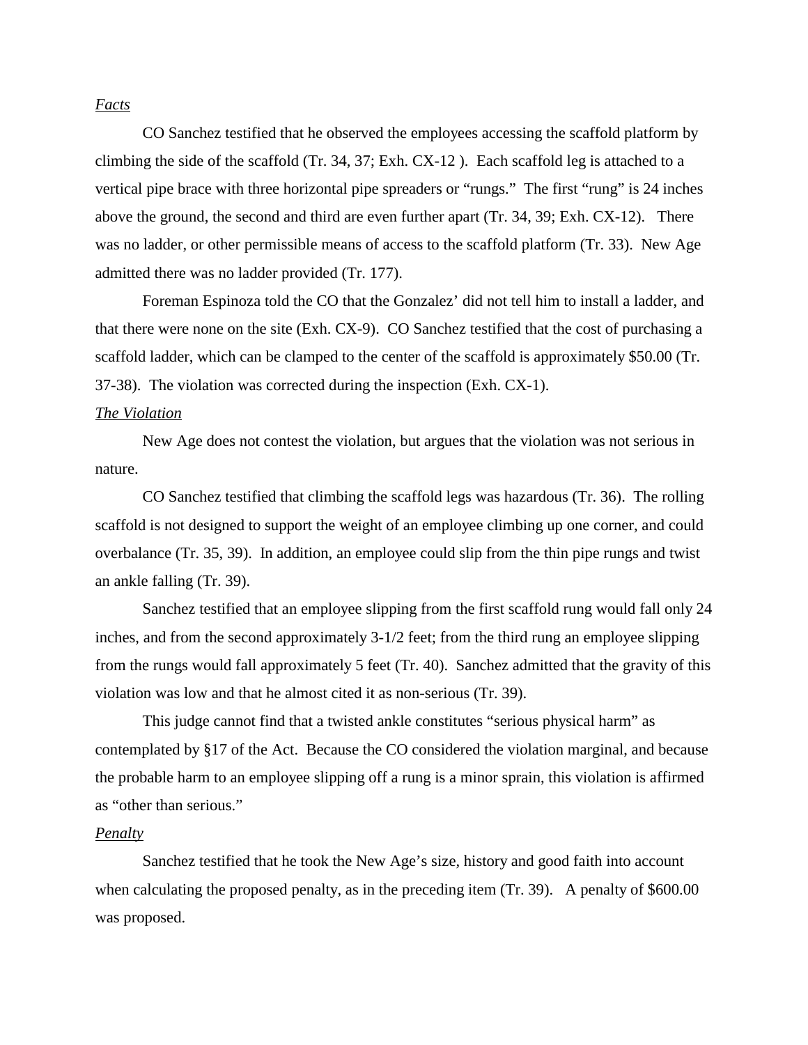*Facts*

CO Sanchez testified that he observed the employees accessing the scaffold platform by climbing the side of the scaffold (Tr. 34, 37; Exh. CX-12 ). Each scaffold leg is attached to a vertical pipe brace with three horizontal pipe spreaders or "rungs." The first "rung" is 24 inches above the ground, the second and third are even further apart (Tr. 34, 39; Exh. CX-12). There was no ladder, or other permissible means of access to the scaffold platform (Tr. 33). New Age admitted there was no ladder provided (Tr. 177).

Foreman Espinoza told the CO that the Gonzalez' did not tell him to install a ladder, and that there were none on the site (Exh. CX-9). CO Sanchez testified that the cost of purchasing a scaffold ladder, which can be clamped to the center of the scaffold is approximately $50.00 (Tr. 37-38). The violation was corrected during the inspection (Exh. CX-1).

*The Violation*

New Age does not contest the violation, but argues that the violation was not serious in nature.

CO Sanchez testified that climbing the scaffold legs was hazardous (Tr. 36). The rolling scaffold is not designed to support the weight of an employee climbing up one corner, and could overbalance (Tr. 35, 39). In addition, an employee could slip from the thin pipe rungs and twist an ankle falling (Tr. 39).

Sanchez testified that an employee slipping from the first scaffold rung would fall only 24 inches, and from the second approximately 3-1/2 feet; from the third rung an employee slipping from the rungs would fall approximately 5 feet (Tr. 40). Sanchez admitted that the gravity of this violation was low and that he almost cited it as non-serious (Tr. 39).

This judge cannot find that a twisted ankle constitutes "serious physical harm" as contemplated by §17 of the Act. Because the CO considered the violation marginal, and because the probable harm to an employee slipping off a rung is a minor sprain, this violation is affirmed as "other than serious."

*Penalty*

Sanchez testified that he took the New Age's size, history and good faith into account when calculating the proposed penalty, as in the preceding item (Tr. 39). A penalty of $600.00 was proposed.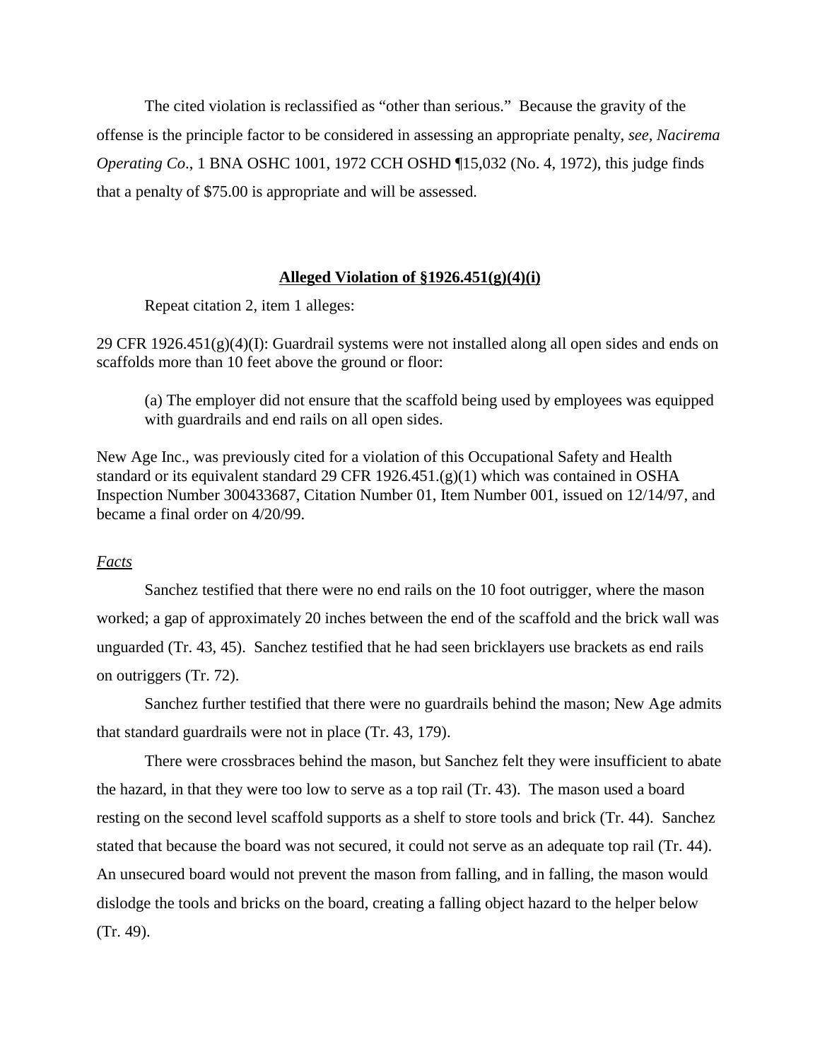The cited violation is reclassified as "other than serious." Because the gravity of the offense is the principle factor to be considered in assessing an appropriate penalty, *see, Nacirema Operating Co*., 1 BNA OSHC 1001, 1972 CCH OSHD ¶15,032 (No. 4, 1972), this judge finds that a penalty of $75.00 is appropriate and will be assessed.

**<u>Alleged Violation of §1926.451(g)(4)(i)</u>**

Repeat citation 2, item 1 alleges:

29 CFR 1926.451(g)(4)(I): Guardrail systems were not installed along all open sides and ends on scaffolds more than 10 feet above the ground or floor:

> (a) The employer did not ensure that the scaffold being used by employees was equipped with guardrails and end rails on all open sides.

New Age Inc., was previously cited for a violation of this Occupational Safety and Health standard or its equivalent standard 29 CFR 1926.451.(g)(1) which was contained in OSHA Inspection Number 300433687, Citation Number 01, Item Number 001, issued on 12/14/97, and became a final order on 4/20/99.

*<u>Facts</u>*

Sanchez testified that there were no end rails on the 10 foot outrigger, where the mason worked; a gap of approximately 20 inches between the end of the scaffold and the brick wall was unguarded (Tr. 43, 45). Sanchez testified that he had seen bricklayers use brackets as end rails on outriggers (Tr. 72).

Sanchez further testified that there were no guardrails behind the mason; New Age admits that standard guardrails were not in place (Tr. 43, 179).

There were crossbraces behind the mason, but Sanchez felt they were insufficient to abate the hazard, in that they were too low to serve as a top rail (Tr. 43). The mason used a board resting on the second level scaffold supports as a shelf to store tools and brick (Tr. 44). Sanchez stated that because the board was not secured, it could not serve as an adequate top rail (Tr. 44). An unsecured board would not prevent the mason from falling, and in falling, the mason would dislodge the tools and bricks on the board, creating a falling object hazard to the helper below (Tr. 49).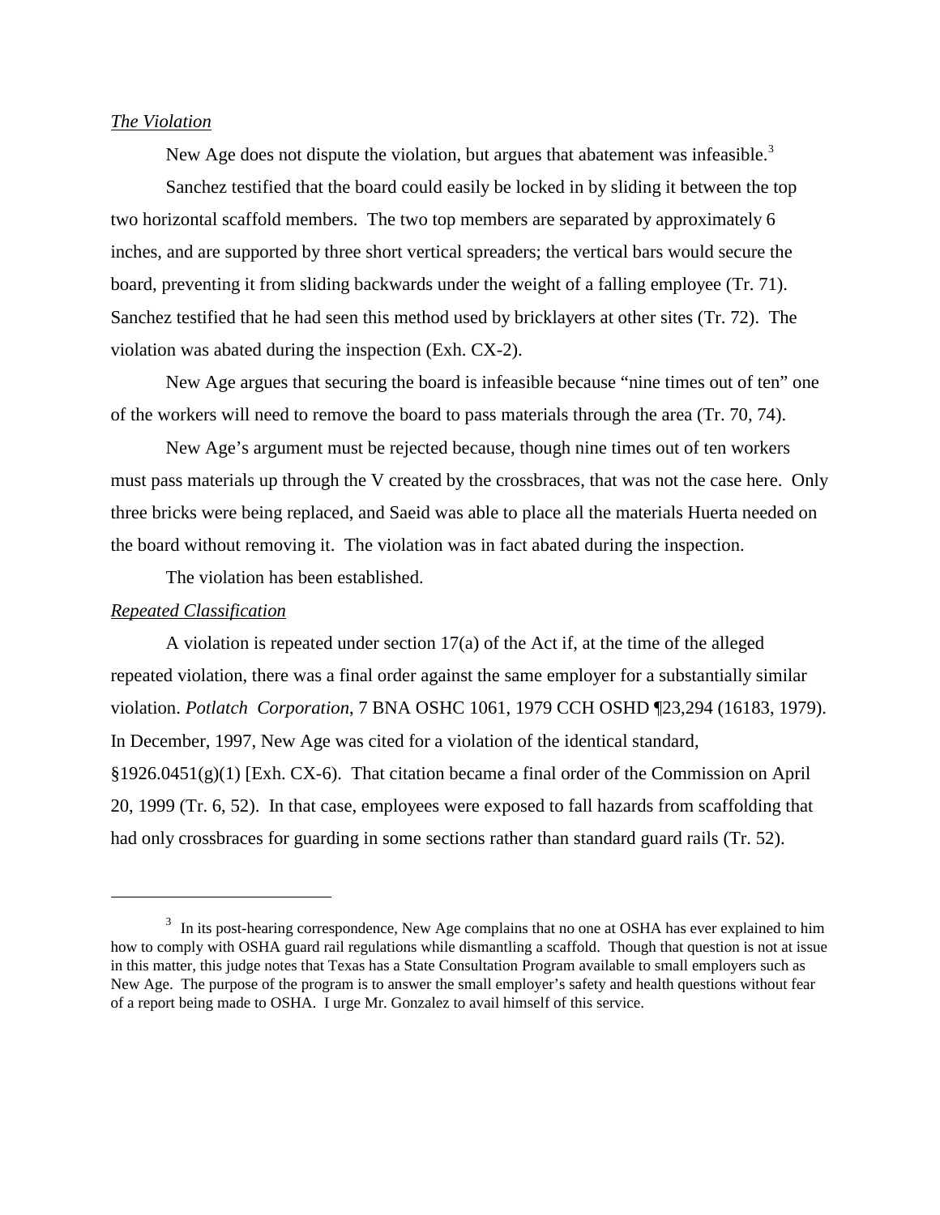*The Violation*

New Age does not dispute the violation, but argues that abatement was infeasible.[3]

Sanchez testified that the board could easily be locked in by sliding it between the top two horizontal scaffold members. The two top members are separated by approximately 6 inches, and are supported by three short vertical spreaders; the vertical bars would secure the board, preventing it from sliding backwards under the weight of a falling employee (Tr. 71). Sanchez testified that he had seen this method used by bricklayers at other sites (Tr. 72). The violation was abated during the inspection (Exh. CX-2).

New Age argues that securing the board is infeasible because "nine times out of ten" one of the workers will need to remove the board to pass materials through the area (Tr. 70, 74).

New Age's argument must be rejected because, though nine times out of ten workers must pass materials up through the V created by the crossbraces, that was not the case here. Only three bricks were being replaced, and Saeid was able to place all the materials Huerta needed on the board without removing it. The violation was in fact abated during the inspection.

The violation has been established.

*Repeated Classification*

A violation is repeated under section 17(a) of the Act if, at the time of the alleged repeated violation, there was a final order against the same employer for a substantially similar violation. *Potlatch Corporation*, 7 BNA OSHC 1061, 1979 CCH OSHD ¶23,294 (16183, 1979). In December, 1997, New Age was cited for a violation of the identical standard, §1926.0451(g)(1) [Exh. CX-6). That citation became a final order of the Commission on April 20, 1999 (Tr. 6, 52). In that case, employees were exposed to fall hazards from scaffolding that had only crossbraces for guarding in some sections rather than standard guard rails (Tr. 52).

---

[3] In its post-hearing correspondence, New Age complains that no one at OSHA has ever explained to him how to comply with OSHA guard rail regulations while dismantling a scaffold. Though that question is not at issue in this matter, this judge notes that Texas has a State Consultation Program available to small employers such as New Age. The purpose of the program is to answer the small employer's safety and health questions without fear of a report being made to OSHA. I urge Mr. Gonzalez to avail himself of this service.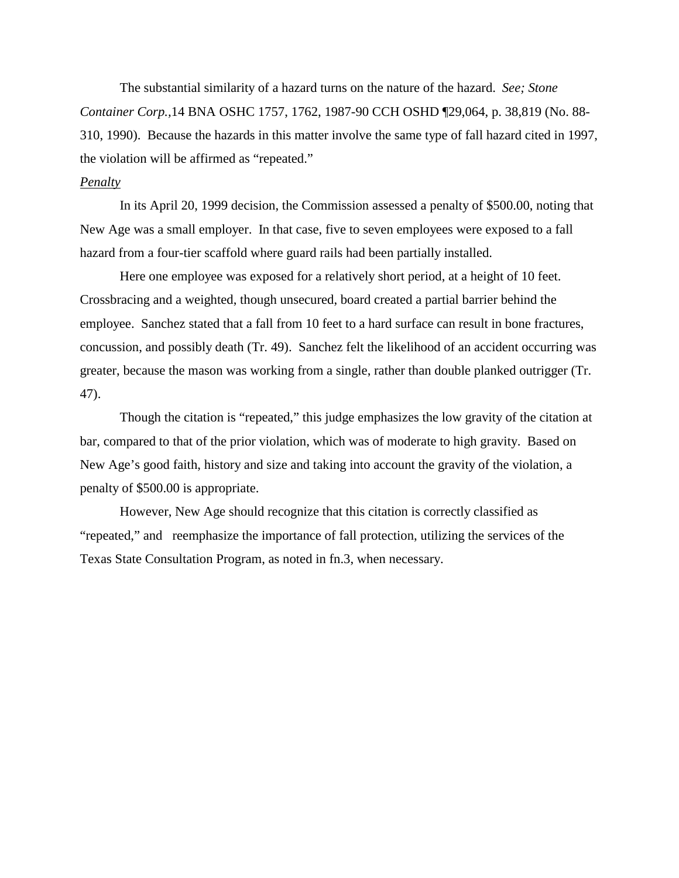The substantial similarity of a hazard turns on the nature of the hazard. *See; Stone Container Corp.,*14 BNA OSHC 1757, 1762, 1987-90 CCH OSHD ¶29,064, p. 38,819 (No. 88-310, 1990). Because the hazards in this matter involve the same type of fall hazard cited in 1997, the violation will be affirmed as "repeated."

*Penalty*

In its April 20, 1999 decision, the Commission assessed a penalty of $500.00, noting that New Age was a small employer. In that case, five to seven employees were exposed to a fall hazard from a four-tier scaffold where guard rails had been partially installed.

Here one employee was exposed for a relatively short period, at a height of 10 feet. Crossbracing and a weighted, though unsecured, board created a partial barrier behind the employee. Sanchez stated that a fall from 10 feet to a hard surface can result in bone fractures, concussion, and possibly death (Tr. 49). Sanchez felt the likelihood of an accident occurring was greater, because the mason was working from a single, rather than double planked outrigger (Tr. 47).

Though the citation is "repeated," this judge emphasizes the low gravity of the citation at bar, compared to that of the prior violation, which was of moderate to high gravity. Based on New Age's good faith, history and size and taking into account the gravity of the violation, a penalty of $500.00 is appropriate.

However, New Age should recognize that this citation is correctly classified as "repeated," and reemphasize the importance of fall protection, utilizing the services of the Texas State Consultation Program, as noted in fn.3, when necessary.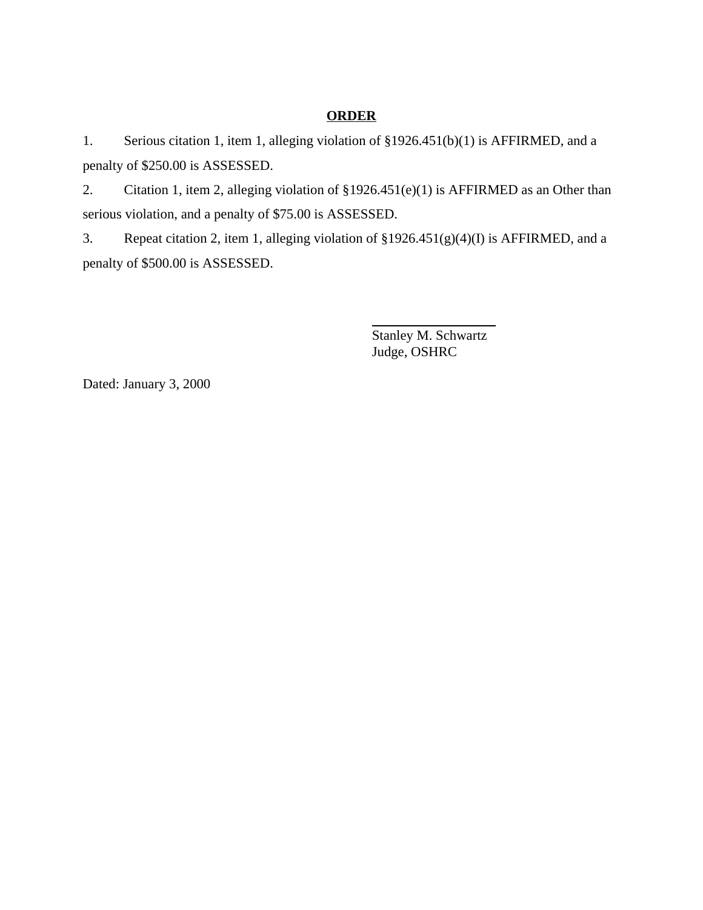**ORDER**

1. Serious citation 1, item 1, alleging violation of §1926.451(b)(1) is AFFIRMED, and a penalty of $250.00 is ASSESSED.

2. Citation 1, item 2, alleging violation of §1926.451(e)(1) is AFFIRMED as an Other than serious violation, and a penalty of $75.00 is ASSESSED.

3. Repeat citation 2, item 1, alleging violation of §1926.451(g)(4)(I) is AFFIRMED, and a penalty of $500.00 is ASSESSED.

Stanley M. Schwartz
Judge, OSHRC

Dated: January 3, 2000